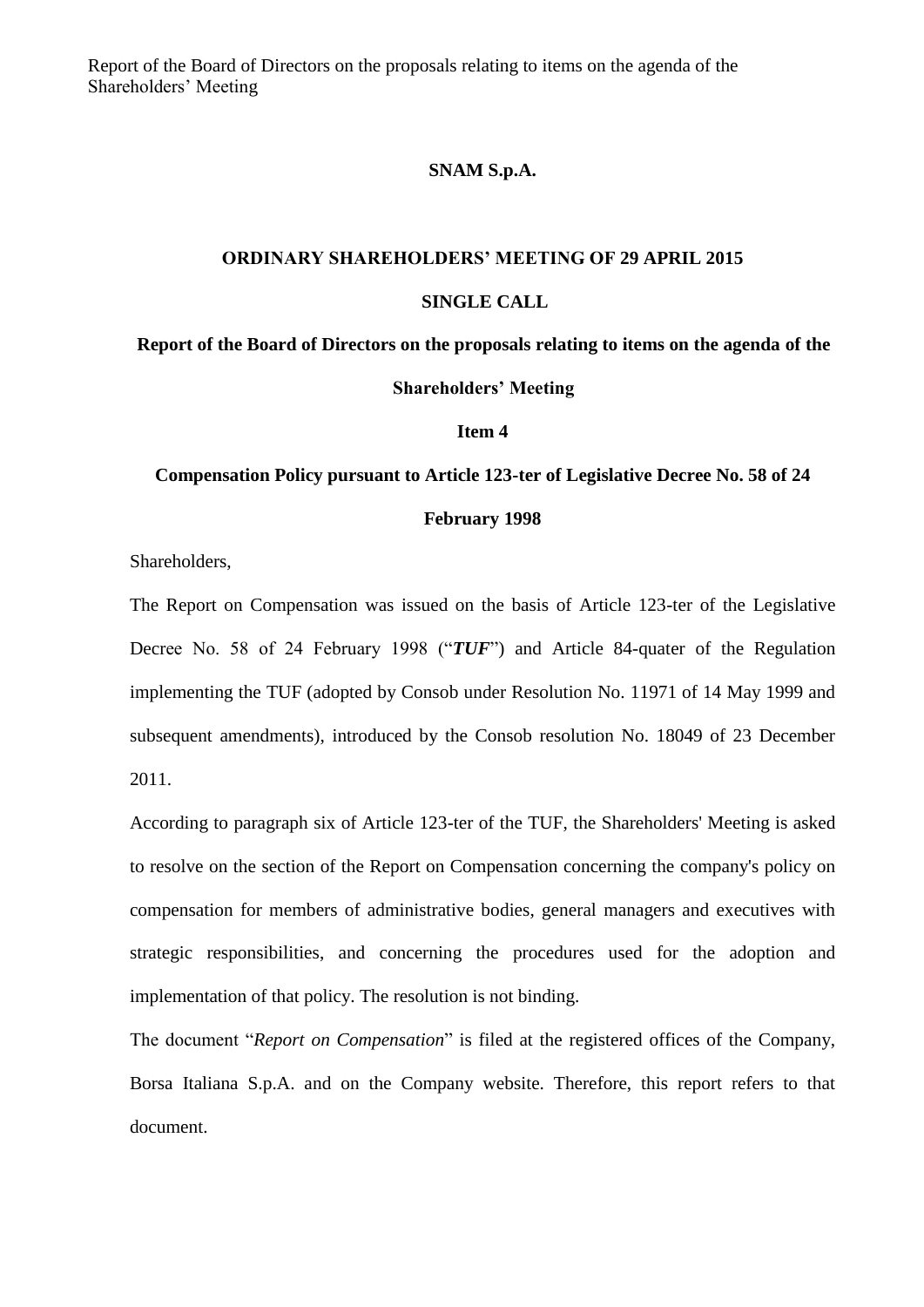**SNAM S.p.A.**

**ORDINARY SHAREHOLDERS' MEETING OF 29 APRIL 2015**

**SINGLE CALL**

**Report of the Board of Directors on the proposals relating to items on the agenda of the Shareholders' Meeting**

**Item 4**

**Compensation Policy pursuant to Article 123-ter of Legislative Decree No. 58 of 24 February 1998**

Shareholders,

The Report on Compensation was issued on the basis of Article 123-ter of the Legislative Decree No. 58 of 24 February 1998 ("***TUF***") and Article 84-quater of the Regulation implementing the TUF (adopted by Consob under Resolution No. 11971 of 14 May 1999 and subsequent amendments), introduced by the Consob resolution No. 18049 of 23 December 2011.

According to paragraph six of Article 123-ter of the TUF, the Shareholders' Meeting is asked to resolve on the section of the Report on Compensation concerning the company's policy on compensation for members of administrative bodies, general managers and executives with strategic responsibilities, and concerning the procedures used for the adoption and implementation of that policy. The resolution is not binding.

The document "*Report on Compensation*" is filed at the registered offices of the Company, Borsa Italiana S.p.A. and on the Company website. Therefore, this report refers to that document.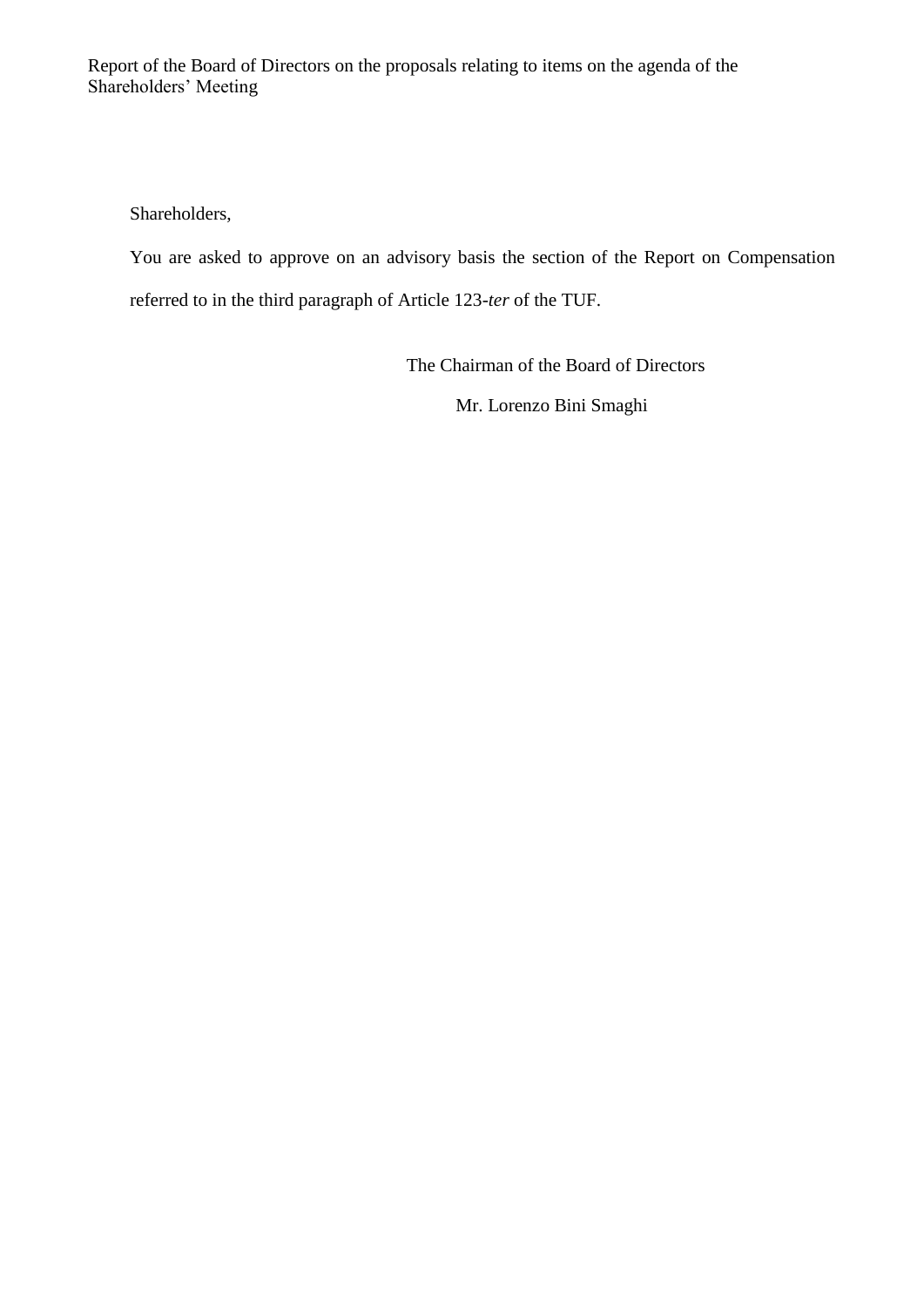Shareholders,

You are asked to approve on an advisory basis the section of the Report on Compensation referred to in the third paragraph of Article 123-*ter* of the TUF.

The Chairman of the Board of Directors

Mr. Lorenzo Bini Smaghi